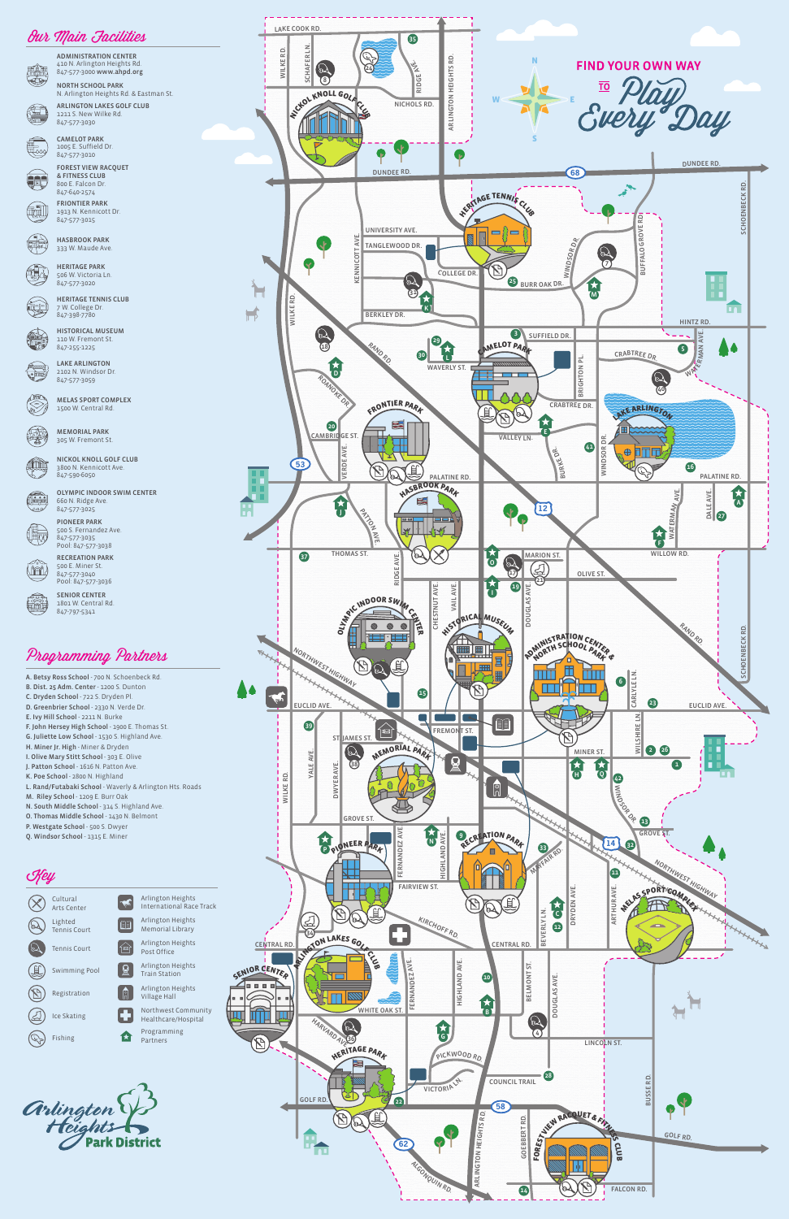# Our Main Facilities

**ADMINISTRATION CENTER**
410 N. Arlington Heights Rd.
847-577-3000 **www.ahpd.org**

**NORTH SCHOOL PARK**
N. Arlington Heights Rd. & Eastman St.

**ARLINGTON LAKES GOLF CLUB**
1211 S. New Wilke Rd.
847-577-3030

**CAMELOT PARK**
1005 E. Suffield Dr.
847-577-3010

**FOREST VIEW RACQUET & FITNESS CLUB**
800 E. Falcon Dr.
847-640-2574

**FRONTIER PARK**
1933 N. Kennicott Dr.
847-577-3015

**HASBROOK PARK**
333 W. Maude Ave.

**HERITAGE PARK**
506 W. Victoria Ln.
847-577-3020

**HERITAGE TENNIS CLUB**
7 W. College Dr.
847-398-7780

**HISTORICAL MUSEUM**
110 W. Fremont St.
847-255-1225

**LAKE ARLINGTON**
2102 N. Windsor Dr.
847-577-3059

**MELAS SPORT COMPLEX**
1500 W. Central Rd.

**MEMORIAL PARK**
305 W. Fremont St.

**NICKOL KNOLL GOLF CLUB**
3800 N. Kennicott Ave.
847-590-6050

**OLYMPIC INDOOR SWIM CENTER**
660 N. Ridge Ave.
847-577-3025

**PIONEER PARK**
500 S. Fernandez Ave.
847-577-3035
Pool: 847-577-3038

**RECREATION PARK**
500 E. Miner St.
847-577-3040
Pool: 847-577-3036

**SENIOR CENTER**
1801 W. Central Rd.
847-797-5341

# Programming Partners

- A. Betsy Ross School - 700 N. Schoenbeck Rd.
- B. Dist. 25 Adm. Center - 1200 S. Dunton
- C. Dryden School - 722 S. Dryden Pl.
- D. Greenbrier School - 2330 N. Verde Dr.
- E. Ivy Hill School - 2211 N. Burke
- F. John Hersey High School - 1900 E. Thomas St.
- G. Juliette Low School - 1530 S. Highland Ave.
- H. Miner Jr. High - Miner & Dryden
- I. Olive Mary Stitt School - 303 E. Olive
- J. Patton School - 1616 N. Patton Ave.
- K. Poe School - 2800 N. Highland
- L. Rand/Futabaki School - Waverly & Arlington Hts. Roads
- M. Riley School - 1209 E. Burr Oak
- N. South Middle School - 314 S. Highland Ave.
- O. Thomas Middle School - 1430 N. Belmont
- P. Westgate School - 500 S. Dwyer
- Q. Windsor School - 1315 E. Miner

# Key

- Cultural Arts Center
- Lighted Tennis Court
- Tennis Court
- Swimming Pool
- Registration
- Ice Skating
- Fishing
- Arlington Heights International Race Track
- Arlington Heights Memorial Library
- Arlington Heights Post Office
- Arlington Heights Train Station
- Arlington Heights Village Hall
- Northwest Community Healthcare/Hospital
- Programming Partners

# FIND YOUR OWN WAY TO *Play Every Day*

Arlington Heights Park District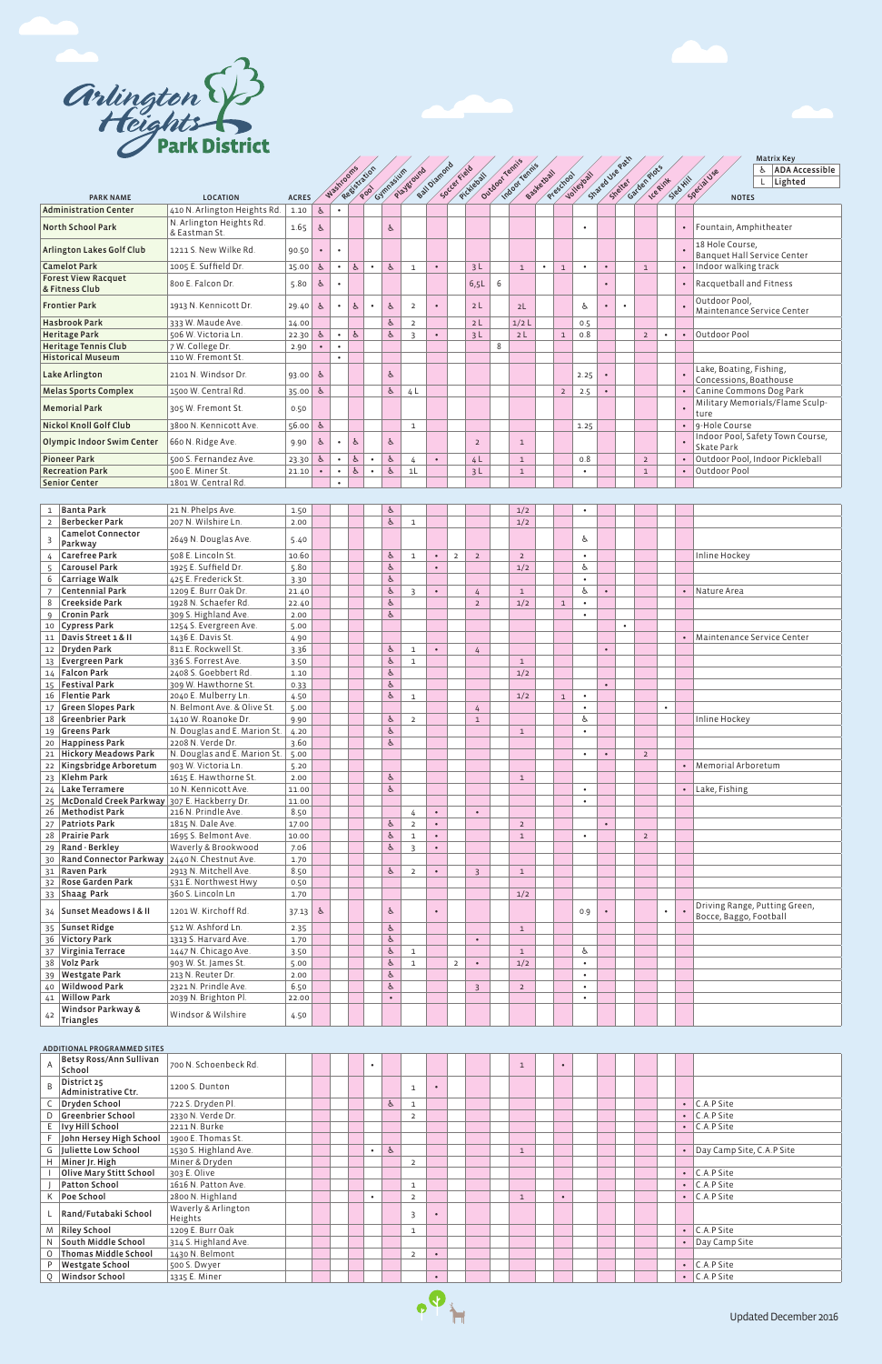# Arlington Heights Park District

**Matrix Key**

| | |
|---|---|
| ♿ | ADA Accessible |
| L | Lighted |

| # | Park Name | Location | Acres | Washrooms | Registration | Pool | Gymnasium | Playground | Ball Diamond | Soccer Field | Pickleball | Outdoor Tennis | Indoor Tennis | Basketball | Preschool | Volleyball | Shared Use Path | Shelter | Garden Plots | Ice Rink | Sled Hill | Special Use | Notes |
|---|---|---|---|---|---|---|---|---|---|---|---|---|---|---|---|---|---|---|---|---|---|---|---|
| | Administration Center | 410 N. Arlington Heights Rd. | 1.10 | ♿ | • | | | | | | | | | | | | | | | | | | |
| | North School Park | N. Arlington Heights Rd. & Eastman St. | 1.65 | ♿ | | | | ♿ | | | | | | | | | • | | | | | • | Fountain, Amphitheater |
| | Arlington Lakes Golf Club | 1211 S. New Wilke Rd. | 90.50 | • | • | | | | | | | | | | | | | | | | | • | 18 Hole Course, Banquet Hall Service Center |
| | Camelot Park | 1005 E. Suffield Dr. | 15.00 | ♿ | • | ♿ | • | ♿ | 1 | • | | 3 L | | 1 | • | 1 | • | • | | 1 | | • | Indoor walking track |
| | Forest View Racquet & Fitness Club | 800 E. Falcon Dr. | 5.80 | ♿ | • | | | | | | | 6,5L | 6 | | | | | • | | | | • | Racquetball and Fitness |
| | Frontier Park | 1913 N. Kennicott Dr. | 29.40 | ♿ | • | ♿ | • | ♿ | 2 | • | | 2L | | 2L | | | ♿ | • | • | | | • | Outdoor Pool, Maintenance Service Center |
| | Hasbrook Park | 333 W. Maude Ave. | 14.00 | | | | | ♿ | 2 | | | 2 L | | 1/2 L | | | 0.5 | | | | | | |
| | Heritage Park | 506 W. Victoria Ln. | 22.30 | ♿ | • | ♿ | | ♿ | 3 | • | | 3 L | | 2 L | | 1 | 0.8 | | | 2 | • | • | Outdoor Pool |
| | Heritage Tennis Club | 7 W. College Dr. | 2.90 | • | • | | | | | | | | 8 | | | | | | | | | | |
| | Historical Museum | 110 W. Fremont St. | | | • | | | | | | | | | | | | | | | | | | |
| | Lake Arlington | 2101 N. Windsor Dr. | 93.00 | ♿ | | | | ♿ | | | | | | | | | 2.25 | • | | | | • | Lake, Boating, Fishing, Concessions, Boathouse |
| | Melas Sports Complex | 1500 W. Central Rd. | 35.00 | ♿ | | | | ♿ | 4 L | | | | | | | 2 | 2.5 | • | | | | • | Canine Commons Dog Park |
| | Memorial Park | 305 W. Fremont St. | 0.50 | | | | | | | | | | | | | | | | | | | • | Military Memorials/Flame Sculpture |
| | Nickol Knoll Golf Club | 3800 N. Kennicott Ave. | 56.00 | ♿ | | | | | 1 | | | | | | | | 1.25 | | | | | • | 9-Hole Course |
| | Olympic Indoor Swim Center | 660 N. Ridge Ave. | 9.90 | ♿ | • | ♿ | | ♿ | | | | 2 | | 1 | | | | | | | | • | Indoor Pool, Safety Town Course, Skate Park |
| | Pioneer Park | 500 S. Fernandez Ave. | 23.30 | ♿ | • | ♿ | • | ♿ | 4 | • | | 4 L | | 1 | | | 0.8 | | | 2 | | • | Outdoor Pool, Indoor Pickleball |
| | Recreation Park | 500 E. Miner St. | 21.10 | • | • | ♿ | • | ♿ | 1L | • | | 3 L | | 1 | | | • | | | 1 | | • | Outdoor Pool |
| | Senior Center | 1801 W. Central Rd. | | | • | | | | | | | | | | | | | | | | | | |
| 1 | Banta Park | 21 N. Phelps Ave. | 1.50 | | | | | ♿ | | | | | | 1/2 | | | • | | | | | | |
| 2 | Berbecker Park | 207 N. Wilshire Ln. | 2.00 | | | | | ♿ | 1 | | | | | 1/2 | | | | | | | | | |
| 3 | Camelot Connector Parkway | 2649 N. Douglas Ave. | 5.40 | | | | | | | | | | | | | | ♿ | | | | | | |
| 4 | Carefree Park | 508 E. Lincoln St. | 10.60 | | | | | ♿ | 1 | • | 2 | 2 | | 2 | | | • | | | | | | Inline Hockey |
| 5 | Carousel Park | 1925 E. Suffield Dr. | 5.80 | | | | | ♿ | | • | | | | 1/2 | | | ♿ | | | | | | |
| 6 | Carriage Walk | 425 E. Frederick St. | 3.30 | | | | | ♿ | | | | | | | | | • | | | | | | |
| 7 | Centennial Park | 1209 E. Burr Oak Dr. | 21.40 | | | | | ♿ | 3 | • | | 4 | | 1 | | | ♿ | • | | | | • | Nature Area |
| 8 | Creekside Park | 1928 N. Schaefer Rd. | 22.40 | | | | | ♿ | | | | 2 | | 1/2 | | 1 | • | | | | | | |
| 9 | Cronin Park | 309 S. Highland Ave. | 2.00 | | | | | ♿ | | | | | | | | | • | | | | | | |
| 10 | Cypress Park | 1254 S. Evergreen Ave. | 5.00 | | | | | | | | | | | | | | | | • | | | | |
| 11 | Davis Street 1 & II | 1436 E. Davis St. | 4.90 | | | | | | | | | | | | | | | | | | | • | Maintenance Service Center |
| 12 | Dryden Park | 811 E. Rockwell St. | 3.36 | | | | | ♿ | 1 | • | | 4 | | | | | | • | | | | | |
| 13 | Evergreen Park | 336 S. Forrest Ave. | 3.50 | | | | | ♿ | 1 | | | | | 1 | | | | | | | | | |
| 14 | Falcon Park | 2408 S. Goebbert Rd. | 1.10 | | | | | ♿ | | | | | | 1/2 | | | | | | | | | |
| 15 | Festival Park | 309 W. Hawthorne St. | 0.33 | | | | | ♿ | | | | | | | | | | • | | | | | |
| 16 | Flentie Park | 2040 E. Mulberry Ln. | 4.50 | | | | | ♿ | 1 | | | | | 1/2 | | 1 | • | | | | | | |
| 17 | Green Slopes Park | N. Belmont Ave. & Olive St. | 5.00 | | | | | | | | | 4 | | | | | • | | | | • | | |
| 18 | Greenbrier Park | 1410 W. Roanoke Dr. | 9.90 | | | | | ♿ | 2 | | | 1 | | | | | ♿ | | | | | | Inline Hockey |
| 19 | Greens Park | N. Douglas and E. Marion St. | 4.20 | | | | | ♿ | | | | | | 1 | | | • | | | | | | |
| 20 | Happiness Park | 2208 N. Verde Dr. | 3.60 | | | | | ♿ | | | | | | | | | | | | | | | |
| 21 | Hickory Meadows Park | N. Douglas and E. Marion St. | 5.00 | | | | | | | | | | | | | | • | • | | 2 | | | |
| 22 | Kingsbridge Arboretum | 903 W. Victoria Ln. | 5.20 | | | | | | | | | | | | | | | | | | | • | Memorial Arboretum |
| 23 | Klehm Park | 1615 E. Hawthorne St. | 2.00 | | | | | ♿ | | | | | | 1 | | | | | | | | | |
| 24 | Lake Terramere | 10 N. Kennicott Ave. | 11.00 | | | | | ♿ | | | | | | | | | • | | | | | • | Lake, Fishing |
| 25 | McDonald Creek Parkway | 307 E. Hackberry Dr. | 11.00 | | | | | | | | | | | | | | • | | | | | | |
| 26 | Methodist Park | 216 N. Prindle Ave. | 8.50 | | | | | | 4 | • | | • | | | | | | | | | | | |
| 27 | Patriots Park | 1815 N. Dale Ave. | 17.00 | | | | | ♿ | 2 | • | | | | 2 | | | | • | | | | | |
| 28 | Prairie Park | 1695 S. Belmont Ave. | 10.00 | | | | | ♿ | 1 | • | | | | 1 | | | • | | | 2 | | | |
| 29 | Rand - Berkley | Waverly & Brookwood | 7.06 | | | | | ♿ | 3 | • | | | | | | | | | | | | | |
| 30 | Rand Connector Parkway | 2440 N. Chestnut Ave. | 1.70 | | | | | | | | | | | | | | | | | | | | |
| 31 | Raven Park | 2913 N. Mitchell Ave. | 8.50 | | | | | ♿ | 2 | • | | 3 | | 1 | | | | | | | | | |
| 32 | Rose Garden Park | 531 E. Northwest Hwy | 0.50 | | | | | | | | | | | | | | | | | | | | |
| 33 | Shaag Park | 360 S. Lincoln Ln | 1.70 | | | | | | | | | | | 1/2 | | | | | | | | | |
| 34 | Sunset Meadows I & II | 1201 W. Kirchoff Rd. | 37.13 | ♿ | | | | ♿ | | • | | | | | | | 0.9 | • | | | • | • | Driving Range, Putting Green, Bocce, Baggo, Football |
| 35 | Sunset Ridge | 512 W. Ashford Ln. | 2.35 | | | | | ♿ | | | | | | 1 | | | | | | | | | |
| 36 | Victory Park | 1313 S. Harvard Ave. | 1.70 | | | | | ♿ | | | | • | | | | | | | | | | | |
| 37 | Virginia Terrace | 1447 N. Chicago Ave. | 3.50 | | | | | ♿ | 1 | | | | | 1 | | | ♿ | | | | | | |
| 38 | Volz Park | 903 W. St. James St. | 5.00 | | | | | ♿ | 1 | | 2 | • | | 1/2 | | | • | | | | | | |
| 39 | Westgate Park | 213 N. Reuter Dr. | 2.00 | | | | | ♿ | | | | | | | | | • | | | | | | |
| 40 | Wildwood Park | 2321 N. Prindle Ave. | 6.50 | | | | | ♿ | | | | 3 | | 2 | | | • | | | | | | |
| 41 | Willow Park | 2039 N. Brighton Pl. | 22.00 | | | | | • | | | | | | | | | • | | | | | | |
| 42 | Windsor Parkway & Triangles | Windsor & Wilshire | 4.50 | | | | | | | | | | | | | | | | | | | | |

## ADDITIONAL PROGRAMMED SITES

| # | Park Name | Location | Acres | Washrooms | Registration | Pool | Gymnasium | Playground | Ball Diamond | Soccer Field | Pickleball | Outdoor Tennis | Indoor Tennis | Basketball | Preschool | Volleyball | Shared Use Path | Shelter | Garden Plots | Ice Rink | Sled Hill | Special Use | Notes |
|---|---|---|---|---|---|---|---|---|---|---|---|---|---|---|---|---|---|---|---|---|---|---|---|
| A | Betsy Ross/Ann Sullivan School | 700 N. Schoenbeck Rd. | | | | | • | | | | | | | 1 | | • | | | | | | | |
| B | District 25 Administrative Ctr. | 1200 S. Dunton | | | | | | | 1 | • | | | | | | | | | | | | | |
| C | Dryden School | 722 S. Dryden Pl. | | | | | | ♿ | 1 | | | | | | | | | | | | | • | C.A.P Site |
| D | Greenbrier School | 2330 N. Verde Dr. | | | | | | | 2 | | | | | | | | | | | | | • | C.A.P Site |
| E | Ivy Hill School | 2211 N. Burke | | | | | | | | | | | | | | | | | | | | • | C.A.P Site |
| F | John Hersey High School | 1900 E. Thomas St. | | | | | | | | | | | | | | | | | | | | | |
| G | Juliette Low School | 1530 S. Highland Ave. | | | | | • | ♿ | | | | | | 1 | | | | | | | | • | Day Camp Site, C.A.P Site |
| H | Miner Jr. High | Miner & Dryden | | | | | | | 2 | | | | | | | | | | | | | | |
| I | Olive Mary Stitt School | 303 E. Olive | | | | | | | | | | | | | | | | | | | | • | C.A.P Site |
| J | Patton School | 1616 N. Patton Ave. | | | | | | | 1 | | | | | | | | | | | | | • | C.A.P Site |
| K | Poe School | 2800 N. Highland | | | | | • | | 2 | | | | | 1 | | • | | | | | | • | C.A.P Site |
| L | Rand/Futabaki School | Waverly & Arlington Heights | | | | | | | 3 | • | | | | | | | | | | | | | |
| M | Riley School | 1209 E. Burr Oak | | | | | | | 1 | | | | | | | | | | | | | • | C.A.P Site |
| N | South Middle School | 314 S. Highland Ave. | | | | | | | | | | | | | | | | | | | | • | Day Camp Site |
| O | Thomas Middle School | 1430 N. Belmont | | | | | | | 2 | • | | | | | | | | | | | | | |
| P | Westgate School | 500 S. Dwyer | | | | | | | | | | | | | | | | | | | | • | C.A.P Site |
| Q | Windsor School | 1315 E. Miner | | | | | | | | • | | | | | | | | | | | | • | C.A.P Site |

Updated December 2016